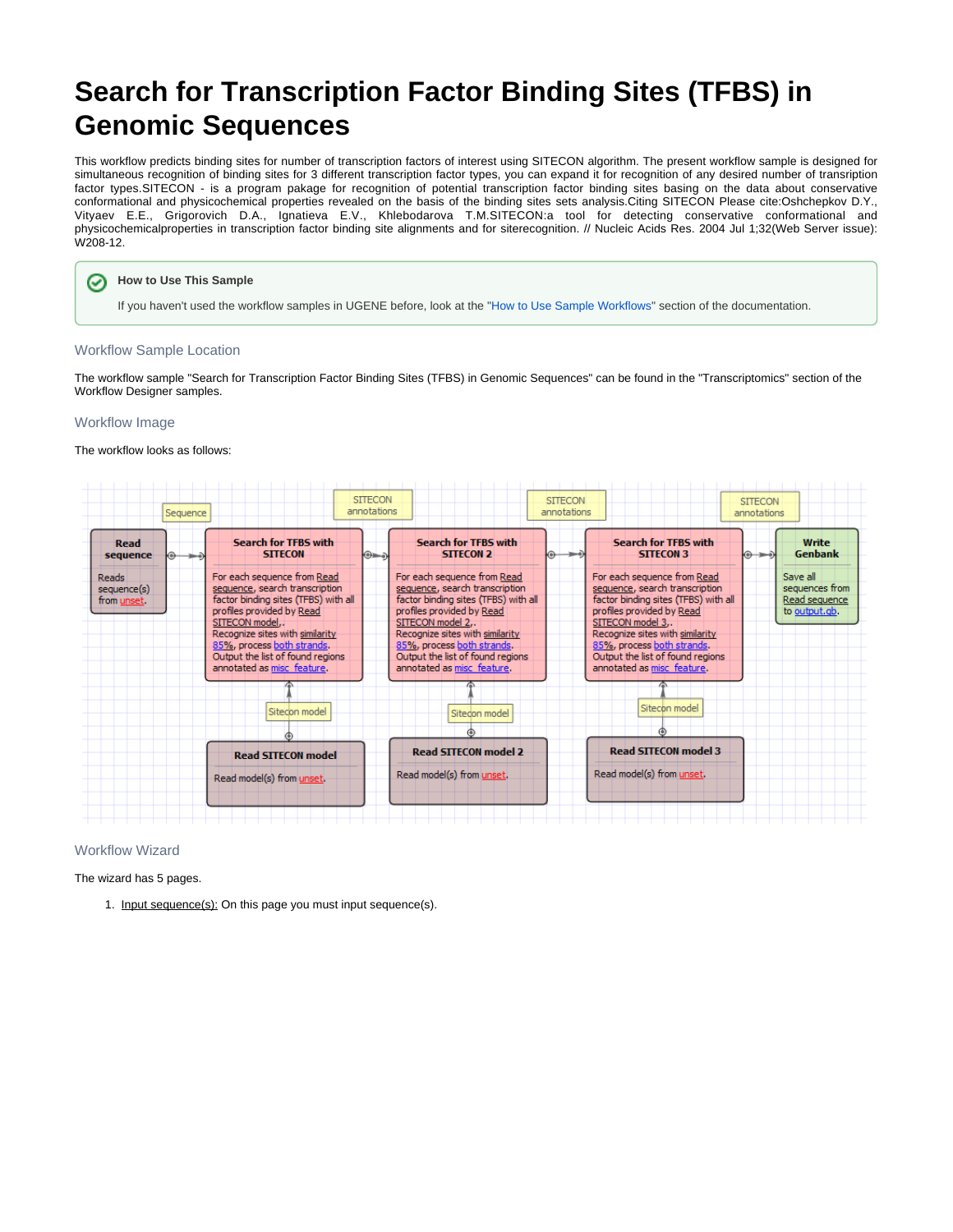# Search for Transcription Factor Binding Sites (TFBS) in Genomic Sequences

This workflow predicts binding sites for number of transcription factors of interest using SITECON algorithm. The present workflow sample is designed for simultaneous recognition of binding sites for 3 different transcription factor types, you can expand it for recognition of any desired number of transription factor types.SITECON - is a program pakage for recognition of potential transcription factor binding sites basing on the data about conservative conformational and physicochemical properties revealed on the basis of the binding sites sets analysis.Citing SITECON Please cite:Oshchepkov D.Y., Vityaev E.E., Grigorovich D.A., Ignatieva E.V., Khlebodarova T.M.SITECON:a tool for detecting conservative conformational and physicochemicalproperties in transcription factor binding site alignments and for siterecognition. // Nucleic Acids Res. 2004 Jul 1;32(Web Server issue): W208-12.

> **How to Use This Sample**
>
> If you haven't used the workflow samples in UGENE before, look at the "How to Use Sample Workflows" section of the documentation.

## Workflow Sample Location

The workflow sample "Search for Transcription Factor Binding Sites (TFBS) in Genomic Sequences" can be found in the "Transcriptomics" section of the Workflow Designer samples.

## Workflow Image

The workflow looks as follows:

## Workflow Wizard

The wizard has 5 pages.

1. Input sequence(s): On this page you must input sequence(s).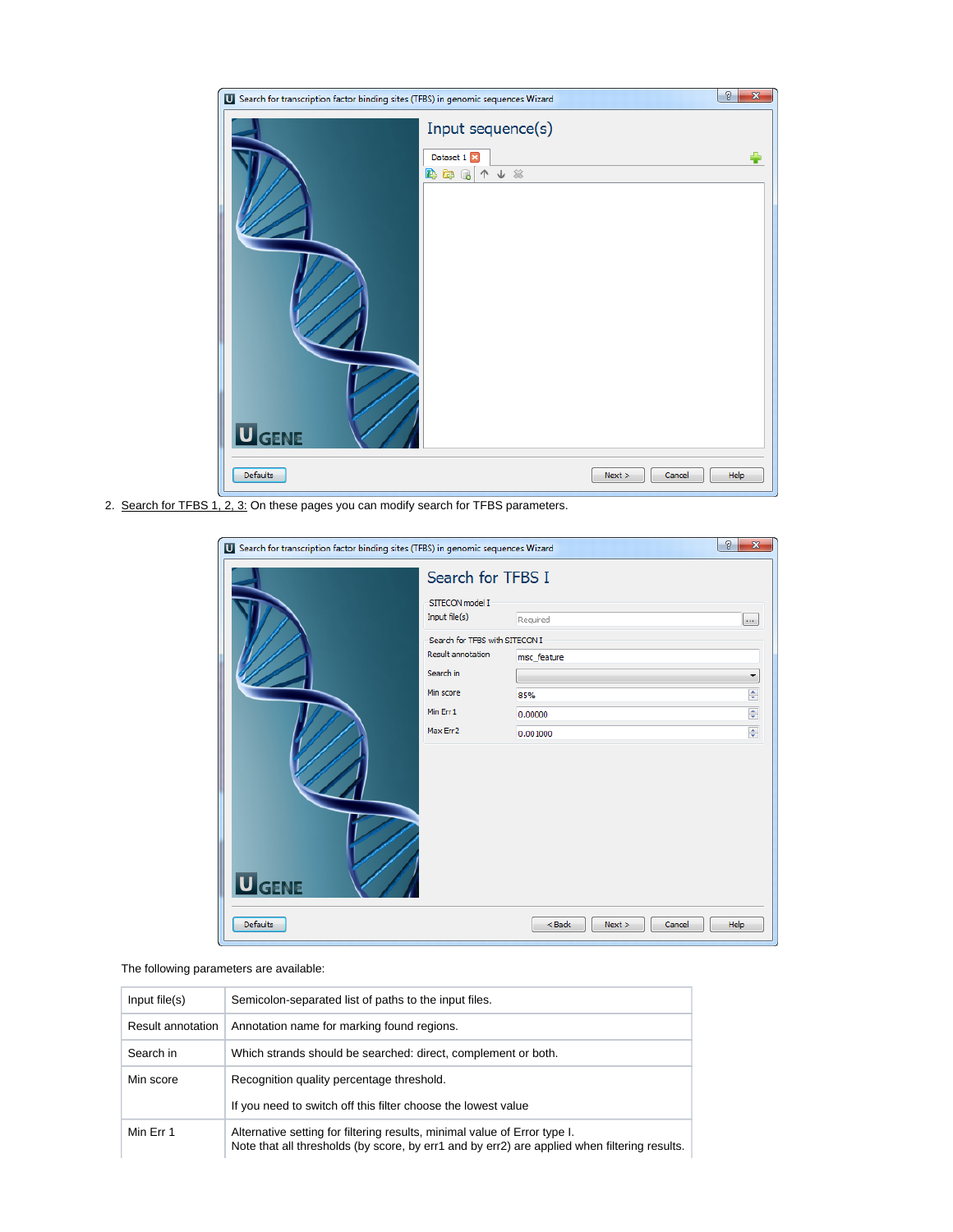2. Search for TFBS 1, 2, 3: On these pages you can modify search for TFBS parameters.

The following parameters are available:

| | |
|---|---|
| Input file(s) | Semicolon-separated list of paths to the input files. |
| Result annotation | Annotation name for marking found regions. |
| Search in | Which strands should be searched: direct, complement or both. |
| Min score | Recognition quality percentage threshold.<br><br>If you need to switch off this filter choose the lowest value |
| Min Err 1 | Alternative setting for filtering results, minimal value of Error type I.<br>Note that all thresholds (by score, by err1 and by err2) are applied when filtering results. |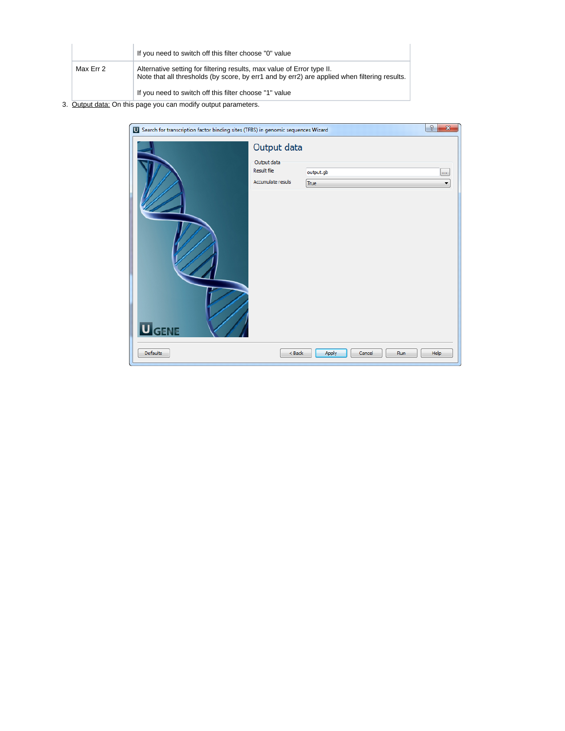| | |
|---|---|
| | If you need to switch off this filter choose "0" value |
| Max Err 2 | Alternative setting for filtering results, max value of Error type II.<br>Note that all thresholds (by score, by err1 and by err2) are applied when filtering results.<br><br>If you need to switch off this filter choose "1" value |

3. Output data: On this page you can modify output parameters.